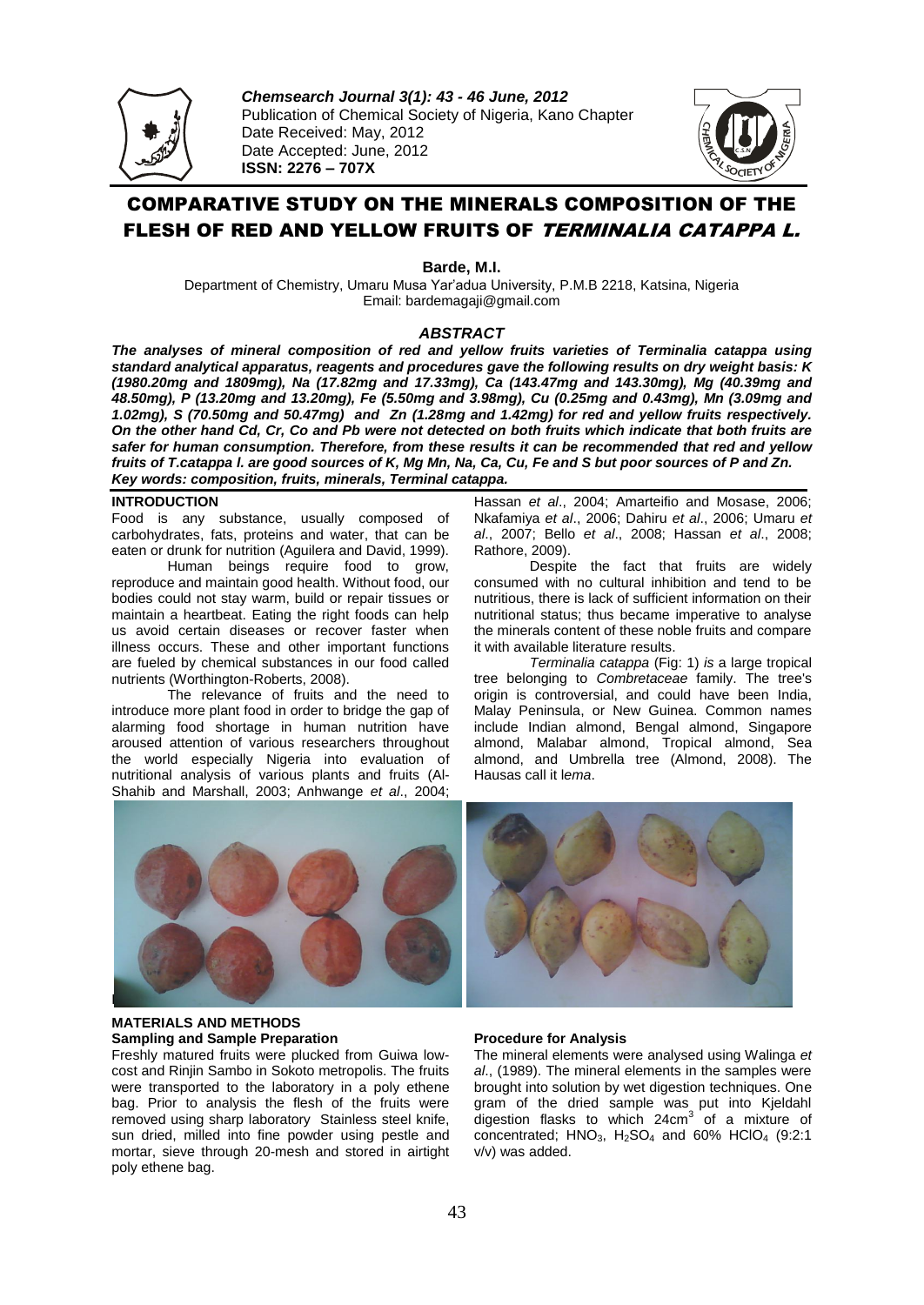*Chemsearch Journal 3(1): 43 - 46 June, 2012*
Publication of Chemical Society of Nigeria, Kano Chapter
Date Received: May, 2012
Date Accepted: June, 2012
**ISSN: 2276 – 707X**

# COMPARATIVE STUDY ON THE MINERALS COMPOSITION OF THE FLESH OF RED AND YELLOW FRUITS OF *TERMINALIA CATAPPA L.*

**Barde, M.I.**

Department of Chemistry, Umaru Musa Yar'adua University, P.M.B 2218, Katsina, Nigeria
Email: bardemagaji@gmail.com

## *ABSTRACT*

***The analyses of mineral composition of red and yellow fruits varieties of Terminalia catappa using standard analytical apparatus, reagents and procedures gave the following results on dry weight basis: K (1980.20mg and 1809mg), Na (17.82mg and 17.33mg), Ca (143.47mg and 143.30mg), Mg (40.39mg and 48.50mg), P (13.20mg and 13.20mg), Fe (5.50mg and 3.98mg), Cu (0.25mg and 0.43mg), Mn (3.09mg and 1.02mg), S (70.50mg and 50.47mg) and Zn (1.28mg and 1.42mg) for red and yellow fruits respectively. On the other hand Cd, Cr, Co and Pb were not detected on both fruits which indicate that both fruits are safer for human consumption. Therefore, from these results it can be recommended that red and yellow fruits of T.catappa l. are good sources of K, Mg Mn, Na, Ca, Cu, Fe and S but poor sources of P and Zn.***
***Key words: composition, fruits, minerals, Terminal catappa.***

## INTRODUCTION

Food is any substance, usually composed of carbohydrates, fats, proteins and water, that can be eaten or drunk for nutrition (Aguilera and David, 1999).

Human beings require food to grow, reproduce and maintain good health. Without food, our bodies could not stay warm, build or repair tissues or maintain a heartbeat. Eating the right foods can help us avoid certain diseases or recover faster when illness occurs. These and other important functions are fueled by chemical substances in our food called nutrients (Worthington-Roberts, 2008).

The relevance of fruits and the need to introduce more plant food in order to bridge the gap of alarming food shortage in human nutrition have aroused attention of various researchers throughout the world especially Nigeria into evaluation of nutritional analysis of various plants and fruits (Al-Shahib and Marshall, 2003; Anhwange *et al*., 2004; Hassan *et al*., 2004; Amarteifio and Mosase, 2006; Nkafamiya *et al*., 2006; Dahiru *et al*., 2006; Umaru *et al*., 2007; Bello *et al*., 2008; Hassan *et al*., 2008; Rathore, 2009).

Despite the fact that fruits are widely consumed with no cultural inhibition and tend to be nutritious, there is lack of sufficient information on their nutritional status; thus became imperative to analyse the minerals content of these noble fruits and compare it with available literature results.

*Terminalia catappa* (Fig: 1) *is* a large tropical tree belonging to *Combretaceae* family. The tree's origin is controversial, and could have been India, Malay Peninsula, or New Guinea. Common names include Indian almond, Bengal almond, Singapore almond, Malabar almond, Tropical almond, Sea almond, and Umbrella tree (Almond, 2008). The Hausas call it *lema*.

## MATERIALS AND METHODS

### Sampling and Sample Preparation

Freshly matured fruits were plucked from Guiwa low-cost and Rinjin Sambo in Sokoto metropolis. The fruits were transported to the laboratory in a poly ethene bag. Prior to analysis the flesh of the fruits were removed using sharp laboratory Stainless steel knife, sun dried, milled into fine powder using pestle and mortar, sieve through 20-mesh and stored in airtight poly ethene bag.

### Procedure for Analysis

The mineral elements were analysed using Walinga *et al*., (1989). The mineral elements in the samples were brought into solution by wet digestion techniques. One gram of the dried sample was put into Kjeldahl digestion flasks to which 24cm$^3$ of a mixture of concentrated; $HNO_3$, $H_2SO_4$ and 60% $HClO_4$ (9:2:1 v/v) was added.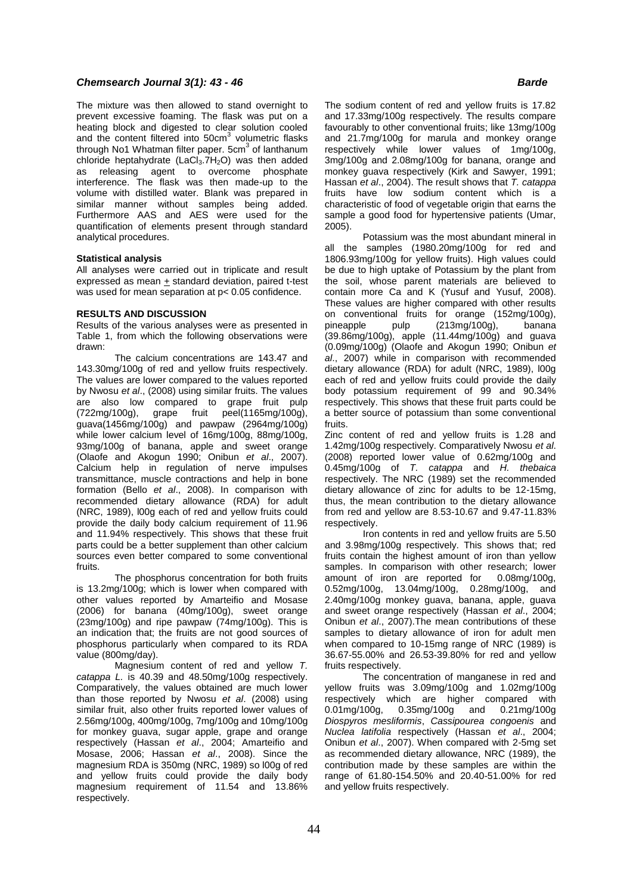The mixture was then allowed to stand overnight to prevent excessive foaming. The flask was put on a heating block and digested to clear solution cooled and the content filtered into 50cm$^3$ volumetric flasks through No1 Whatman filter paper. 5cm$^3$ of lanthanum chloride heptahydrate ($LaCl_3.7H_2O$) was then added as releasing agent to overcome phosphate interference. The flask was then made-up to the volume with distilled water. Blank was prepared in similar manner without samples being added. Furthermore AAS and AES were used for the quantification of elements present through standard analytical procedures.

**Statistical analysis**

All analyses were carried out in triplicate and result expressed as mean $\pm$ standard deviation, paired t-test was used for mean separation at $p < 0.05$ confidence.

**RESULTS AND DISCUSSION**

Results of the various analyses were as presented in Table 1, from which the following observations were drawn:

The calcium concentrations are 143.47 and 143.30mg/100g of red and yellow fruits respectively. The values are lower compared to the values reported by Nwosu *et al*., (2008) using similar fruits. The values are also low compared to grape fruit pulp (722mg/100g), grape fruit peel(1165mg/100g), guava(1456mg/100g) and pawpaw (2964mg/100g) while lower calcium level of 16mg/100g, 88mg/100g, 93mg/100g of banana, apple and sweet orange (Olaofe and Akogun 1990; Onibun *et al*., 2007). Calcium help in regulation of nerve impulses transmittance, muscle contractions and help in bone formation (Bello *et al*., 2008). In comparison with recommended dietary allowance (RDA) for adult (NRC, 1989), l00g each of red and yellow fruits could provide the daily body calcium requirement of 11.96 and 11.94% respectively. This shows that these fruit parts could be a better supplement than other calcium sources even better compared to some conventional fruits.

The phosphorus concentration for both fruits is 13.2mg/100g; which is lower when compared with other values reported by Amarteifio and Mosase (2006) for banana (40mg/100g), sweet orange (23mg/100g) and ripe pawpaw (74mg/100g). This is an indication that; the fruits are not good sources of phosphorus particularly when compared to its RDA value (800mg/day).

Magnesium content of red and yellow *T. catappa L.* is 40.39 and 48.50mg/100g respectively. Comparatively, the values obtained are much lower than those reported by Nwosu *et al*. (2008) using similar fruit, also other fruits reported lower values of 2.56mg/100g, 400mg/100g, 7mg/100g and 10mg/100g for monkey guava, sugar apple, grape and orange respectively (Hassan *et al*., 2004; Amarteifio and Mosase, 2006; Hassan *et al*., 2008). Since the magnesium RDA is 350mg (NRC, 1989) so l00g of red and yellow fruits could provide the daily body magnesium requirement of 11.54 and 13.86% respectively.

The sodium content of red and yellow fruits is 17.82 and 17.33mg/100g respectively. The results compare favourably to other conventional fruits; like 13mg/100g and 21.7mg/100g for marula and monkey orange respectively while lower values of 1mg/100g, 3mg/100g and 2.08mg/100g for banana, orange and monkey guava respectively (Kirk and Sawyer, 1991; Hassan *et al*., 2004). The result shows that *T. catappa* fruits have low sodium content which is a characteristic of food of vegetable origin that earns the sample a good food for hypertensive patients (Umar, 2005).

Potassium was the most abundant mineral in all the samples (1980.20mg/100g for red and 1806.93mg/100g for yellow fruits). High values could be due to high uptake of Potassium by the plant from the soil, whose parent materials are believed to contain more Ca and K (Yusuf and Yusuf, 2008). These values are higher compared with other results on conventional fruits for orange (152mg/100g), pineapple pulp (213mg/100g), banana (39.86mg/100g), apple (11.44mg/100g) and guava (0.09mg/100g) (Olaofe and Akogun 1990; Onibun *et al*., 2007) while in comparison with recommended dietary allowance (RDA) for adult (NRC, 1989), l00g each of red and yellow fruits could provide the daily body potassium requirement of 99 and 90.34% respectively. This shows that these fruit parts could be a better source of potassium than some conventional fruits.

Zinc content of red and yellow fruits is 1.28 and 1.42mg/100g respectively. Comparatively Nwosu *et al.* (2008) reported lower value of 0.62mg/100g and 0.45mg/100g of *T. catappa* and *H. thebaica* respectively. The NRC (1989) set the recommended dietary allowance of zinc for adults to be 12-15mg, thus, the mean contribution to the dietary allowance from red and yellow are 8.53-10.67 and 9.47-11.83% respectively.

Iron contents in red and yellow fruits are 5.50 and 3.98mg/100g respectively. This shows that; red fruits contain the highest amount of iron than yellow samples. In comparison with other research; lower amount of iron are reported for 0.08mg/100g, 0.52mg/100g, 13.04mg/100g, 0.28mg/100g, and 2.40mg/100g monkey guava, banana, apple, guava and sweet orange respectively (Hassan *et al*., 2004; Onibun *et al*., 2007).The mean contributions of these samples to dietary allowance of iron for adult men when compared to 10-15mg range of NRC (1989) is 36.67-55.00% and 26.53-39.80% for red and yellow fruits respectively.

The concentration of manganese in red and yellow fruits was 3.09mg/100g and 1.02mg/100g respectively which are higher compared with 0.01mg/100g, 0.35mg/100g and 0.21mg/100g *Diospyros mesliformis*, *Cassipourea congoenis* and *Nuclea latifolia* respectively (Hassan *et al*., 2004; Onibun *et al*., 2007). When compared with 2-5mg set as recommended dietary allowance, NRC (1989), the contribution made by these samples are within the range of 61.80-154.50% and 20.40-51.00% for red and yellow fruits respectively.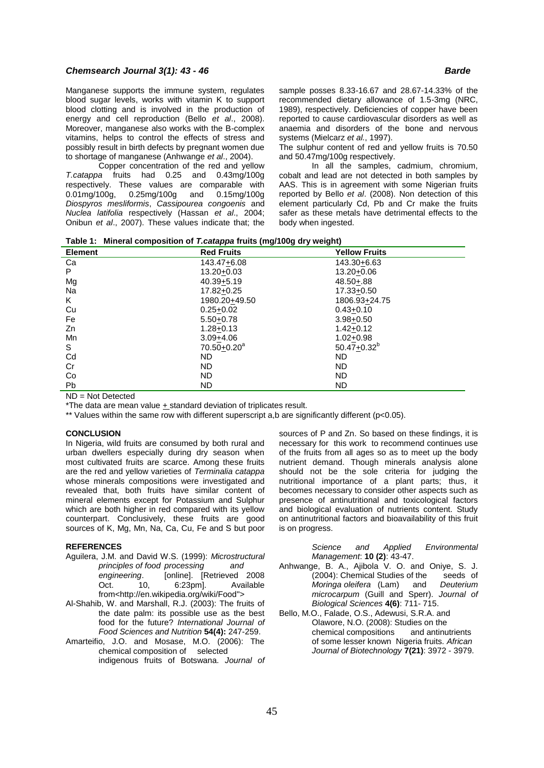Manganese supports the immune system, regulates blood sugar levels, works with vitamin K to support blood clotting and is involved in the production of energy and cell reproduction (Bello *et al*., 2008). Moreover, manganese also works with the B-complex vitamins, helps to control the effects of stress and possibly result in birth defects by pregnant women due to shortage of manganese (Anhwange *et al*., 2004).

Copper concentration of the red and yellow *T.catappa* fruits had 0.25 and 0.43mg/100g respectively. These values are comparable with 0.01mg/100g, 0.25mg/100g and 0.15mg/100g *Diospyros mesliformis*, *Cassipourea congoenis* and *Nuclea latifolia* respectively (Hassan *et al*., 2004; Onibun *et al*., 2007). These values indicate that; the sample posses 8.33-16.67 and 28.67-14.33% of the recommended dietary allowance of 1.5-3mg (NRC, 1989), respectively. Deficiencies of copper have been reported to cause cardiovascular disorders as well as anaemia and disorders of the bone and nervous systems (Mielcarz *et al.*, 1997).

The sulphur content of red and yellow fruits is 70.50 and 50.47mg/100g respectively.

In all the samples, cadmium, chromium, cobalt and lead are not detected in both samples by AAS. This is in agreement with some Nigerian fruits reported by Bello *et al*. (2008). Non detection of this element particularly Cd, Pb and Cr make the fruits safer as these metals have detrimental effects to the body when ingested.

**Table 1: Mineral composition of *T.catappa* fruits (mg/100g dry weight)**

| Element | Red Fruits | Yellow Fruits |
|---|---|---|
| Ca | 143.47±6.08 | 143.30±6.63 |
| P | 13.20±0.03 | 13.20±0.06 |
| Mg | 40.39±5.19 | 48.50±.88 |
| Na | 17.82±0.25 | 17.33±0.50 |
| K | 1980.20±49.50 | 1806.93±24.75 |
| Cu | 0.25±0.02 | 0.43±0.10 |
| Fe | 5.50±0.78 | 3.98±0.50 |
| Zn | 1.28±0.13 | 1.42±0.12 |
| Mn | 3.09±4.06 | 1.02±0.98 |
| S | 70.50±0.20[a] | 50.47±0.32[b] |
| Cd | ND | ND |
| Cr | ND | ND |
| Co | ND | ND |
| Pb | ND | ND |

ND = Not Detected

*The data are mean value ± standard deviation of triplicates result.

** Values within the same row with different superscript a,b are significantly different ($p<0.05$).

## CONCLUSION

In Nigeria, wild fruits are consumed by both rural and urban dwellers especially during dry season when most cultivated fruits are scarce. Among these fruits are the red and yellow varieties of *Terminalia catappa* whose minerals compositions were investigated and revealed that, both fruits have similar content of mineral elements except for Potassium and Sulphur which are both higher in red compared with its yellow counterpart. Conclusively, these fruits are good sources of K, Mg, Mn, Na, Ca, Cu, Fe and S but poor sources of P and Zn. So based on these findings, it is necessary for this work to recommend continues use of the fruits from all ages so as to meet up the body nutrient demand. Though minerals analysis alone should not be the sole criteria for judging the nutritional importance of a plant parts; thus, it becomes necessary to consider other aspects such as presence of antinutritional and toxicological factors and biological evaluation of nutrients content. Study on antinutritional factors and bioavailability of this fruit is on progress.

## REFERENCES

Aguilera, J.M. and David W.S. (1999): *Microstructural principles of food processing and engineering*. [online]. [Retrieved 2008 Oct. 10, 6:23pm]. Available from<http://en.wikipedia.org/wiki/Food">

Al-Shahib, W. and Marshall, R.J. (2003): The fruits of the date palm: its possible use as the best food for the future? *International Journal of Food Sciences and Nutrition* **54(4):** 247-259.

Amarteifio, J.O. and Mosase, M.O. (2006): The chemical composition of selected indigenous fruits of Botswana. *Journal of Science and Applied Environmental Management*: **10 (2)**: 43-47.

Anhwange, B. A., Ajibola V. O. and Oniye, S. J. (2004): Chemical Studies of the seeds of *Moringa oleifera* (Lam) and *Deuterium microcarpum* (Guill and Sperr). *Journal of Biological Sciences* **4(6)**: 711- 715.

Bello, M.O., Falade, O.S., Adewusi, S.R.A. and Olawore, N.O. (2008): Studies on the chemical compositions and antinutrients of some lesser known Nigeria fruits. *African Journal of Biotechnology* **7(21)**: 3972 - 3979.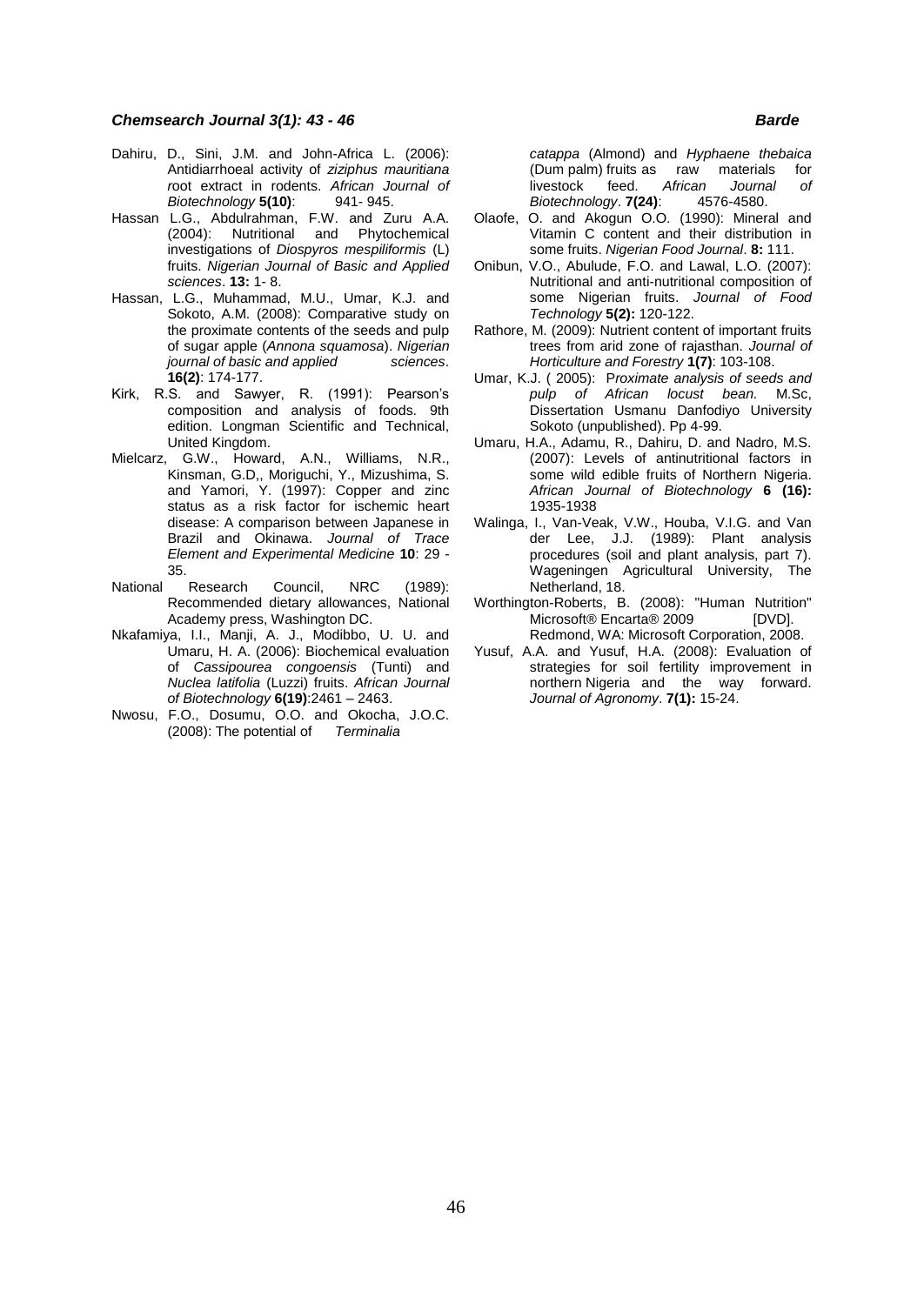Dahiru, D., Sini, J.M. and John-Africa L. (2006): Antidiarrhoeal activity of *ziziphus mauritiana r*oot extract in rodents. *African Journal of Biotechnology* **5(10)**: 941- 945.

Hassan L.G., Abdulrahman, F.W. and Zuru A.A. (2004): Nutritional and Phytochemical investigations of *Diospyros mespiliformis* (L) fruits. *Nigerian Journal of Basic and Applied sciences*. **13:** 1- 8.

Hassan, L.G., Muhammad, M.U., Umar, K.J. and Sokoto, A.M. (2008): Comparative study on the proximate contents of the seeds and pulp of sugar apple (*Annona squamosa*). *Nigerian journal of basic and applied sciences*. **16(2)**: 174-177.

Kirk, R.S. and Sawyer, R. (1991): Pearson's composition and analysis of foods. 9th edition. Longman Scientific and Technical, United Kingdom.

Mielcarz, G.W., Howard, A.N., Williams, N.R., Kinsman, G.D,, Moriguchi, Y., Mizushima, S. and Yamori, Y. (1997): Copper and zinc status as a risk factor for ischemic heart disease: A comparison between Japanese in Brazil and Okinawa. *Journal of Trace Element and Experimental Medicine* **10**: 29 - 35.

National Research Council, NRC (1989): Recommended dietary allowances, National Academy press, Washington DC.

Nkafamiya, I.I., Manji, A. J., Modibbo, U. U. and Umaru, H. A. (2006): Biochemical evaluation of *Cassipourea congoensis* (Tunti) and *Nuclea latifolia* (Luzzi) fruits. *African Journal of Biotechnology* **6(19)**:2461 – 2463.

Nwosu, F.O., Dosumu, O.O. and Okocha, J.O.C. (2008): The potential of *Terminalia catappa* (Almond) and *Hyphaene thebaica* (Dum palm) fruits as raw materials for livestock feed. *African Journal of Biotechnology*. **7(24)**: 4576-4580.

Olaofe, O. and Akogun O.O. (1990): Mineral and Vitamin C content and their distribution in some fruits. *Nigerian Food Journal*. **8:** 111.

Onibun, V.O., Abulude, F.O. and Lawal, L.O. (2007): Nutritional and anti-nutritional composition of some Nigerian fruits. *Journal of Food Technology* **5(2):** 120-122.

Rathore, M. (2009): Nutrient content of important fruits trees from arid zone of rajasthan. *Journal of Horticulture and Forestry* **1(7)**: 103-108.

Umar, K.J. ( 2005): *Proximate analysis of seeds and pulp of African locust bean.* M.Sc, Dissertation Usmanu Danfodiyo University Sokoto (unpublished). Pp 4-99.

Umaru, H.A., Adamu, R., Dahiru, D. and Nadro, M.S. (2007): Levels of antinutritional factors in some wild edible fruits of Northern Nigeria. *African Journal of Biotechnology* **6 (16):** 1935-1938

Walinga, I., Van-Veak, V.W., Houba, V.I.G. and Van der Lee, J.J. (1989): Plant analysis procedures (soil and plant analysis, part 7). Wageningen Agricultural University, The Netherland, 18.

Worthington-Roberts, B. (2008): "Human Nutrition" Microsoft® Encarta® 2009 [DVD]. Redmond, WA: Microsoft Corporation, 2008.

Yusuf, A.A. and Yusuf, H.A. (2008): Evaluation of strategies for soil fertility improvement in northern Nigeria and the way forward. *Journal of Agronomy*. **7(1):** 15-24.